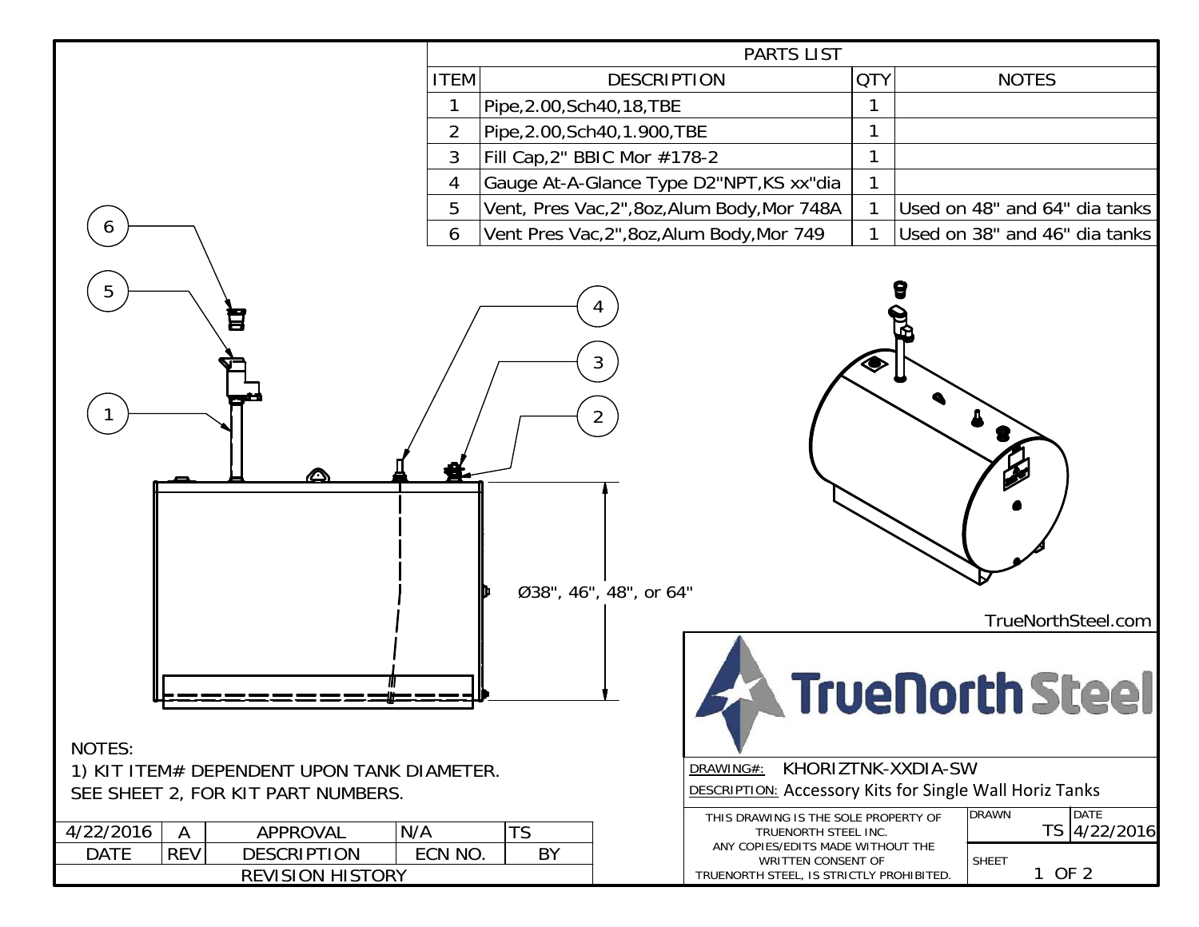## PARTS LIST

| ITEM | DESCRIPTION | QTY | NOTES |
|---|---|---|---|
| 1 | Pipe,2.00,Sch40,18,TBE | 1 | |
| 2 | Pipe,2.00,Sch40,1.900,TBE | 1 | |
| 3 | Fill Cap,2" BBIC Mor #178-2 | 1 | |
| 4 | Gauge At-A-Glance Type D2"NPT,KS xx"dia | 1 | |
| 5 | Vent, Pres Vac,2",8oz,Alum Body,Mor 748A | 1 | Used on 48" and 64" dia tanks |
| 6 | Vent Pres Vac,2",8oz,Alum Body,Mor 749 | 1 | Used on 38" and 46" dia tanks |

Ø38", 46", 48", or 64"

TrueNorthSteel.com

NOTES:
1) KIT ITEM# DEPENDENT UPON TANK DIAMETER.
SEE SHEET 2, FOR KIT PART NUMBERS.

| DATE | REV | DESCRIPTION | ECN NO. | BY |
|---|---|---|---|---|
| 4/22/2016 | A | APPROVAL | N/A | TS |

REVISION HISTORY

TrueNorth Steel

DRAWING#: KHORIZTNK-XXDIA-SW

DESCRIPTION: Accessory Kits for Single Wall Horiz Tanks

THIS DRAWING IS THE SOLE PROPERTY OF TRUENORTH STEEL INC. ANY COPIES/EDITS MADE WITHOUT THE WRITTEN CONSENT OF TRUENORTH STEEL, IS STRICTLY PROHIBITED.

| DRAWN | DATE |
|---|---|
| TS | 4/22/2016 |

SHEET 1 OF 2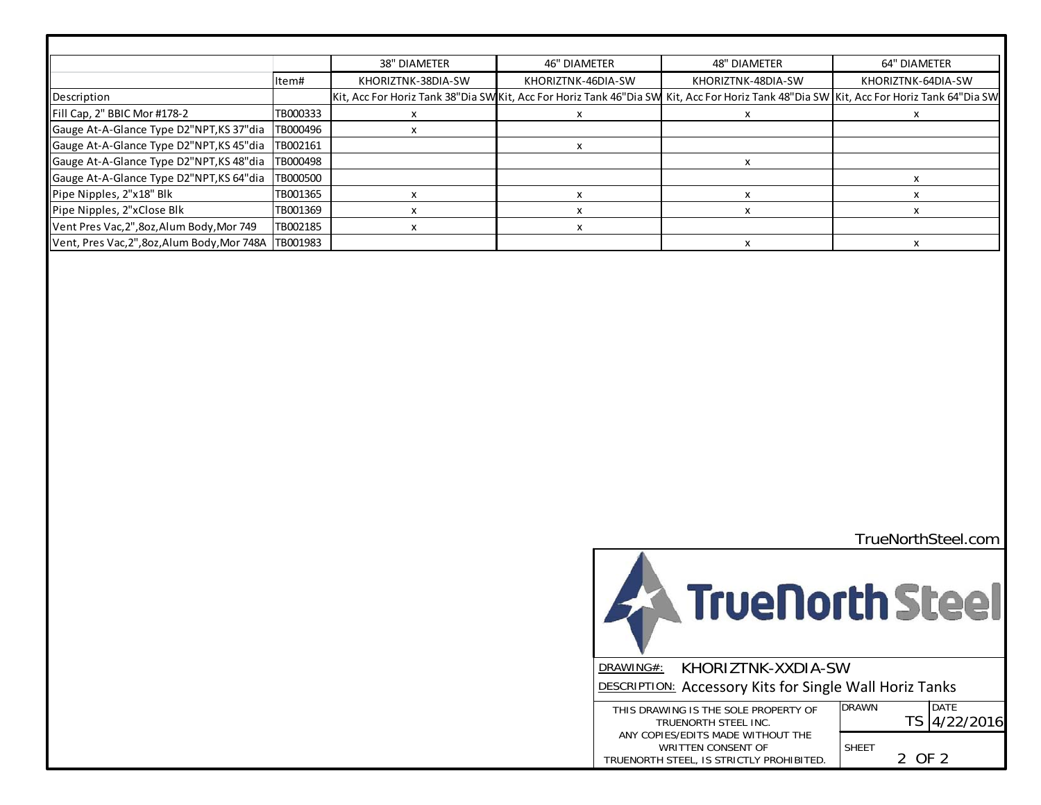| | | 38" DIAMETER | 46" DIAMETER | 48" DIAMETER | 64" DIAMETER |
|---|---|---|---|---|---|
| | Item# | KHORIZTNK-38DIA-SW | KHORIZTNK-46DIA-SW | KHORIZTNK-48DIA-SW | KHORIZTNK-64DIA-SW |
| Description | | Kit, Acc For Horiz Tank 38"Dia SW | Kit, Acc For Horiz Tank 46"Dia SW | Kit, Acc For Horiz Tank 48"Dia SW | Kit, Acc For Horiz Tank 64"Dia SW |
| Fill Cap, 2" BBIC Mor #178-2 | TB000333 | x | x | x | x |
| Gauge At-A-Glance Type D2"NPT,KS 37"dia | TB000496 | x | | | |
| Gauge At-A-Glance Type D2"NPT,KS 45"dia | TB002161 | | x | | |
| Gauge At-A-Glance Type D2"NPT,KS 48"dia | TB000498 | | | x | |
| Gauge At-A-Glance Type D2"NPT,KS 64"dia | TB000500 | | | | x |
| Pipe Nipples, 2"x18" Blk | TB001365 | x | x | x | x |
| Pipe Nipples, 2"xClose Blk | TB001369 | x | x | x | x |
| Vent Pres Vac,2",8oz,Alum Body,Mor 749 | TB002185 | x | x | | |
| Vent, Pres Vac,2",8oz,Alum Body,Mor 748A | TB001983 | | | x | x |

TrueNorthSteel.com

TrueNorth Steel

DRAWING#: KHORIZTNK-XXDIA-SW

DESCRIPTION: Accessory Kits for Single Wall Horiz Tanks

THIS DRAWING IS THE SOLE PROPERTY OF TRUENORTH STEEL INC. ANY COPIES/EDITS MADE WITHOUT THE WRITTEN CONSENT OF TRUENORTH STEEL, IS STRICTLY PROHIBITED.

DRAWN: TS

DATE: 4/22/2016

SHEET: 2 OF 2